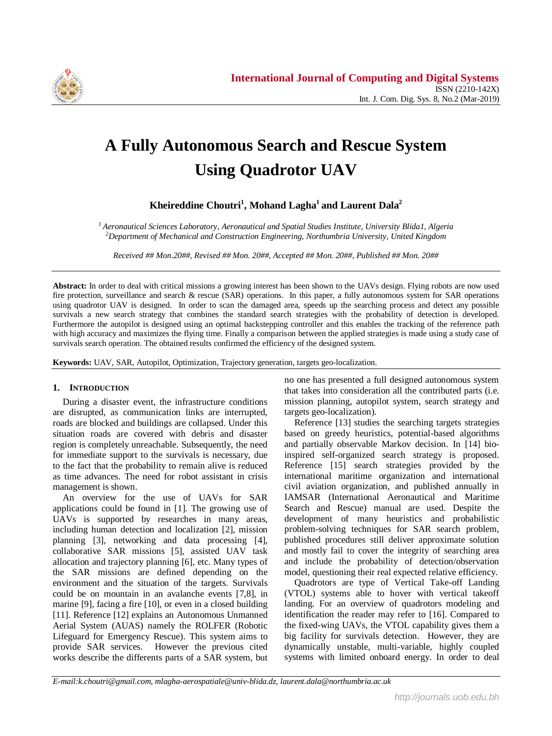# A Fully Autonomous Search and Rescue System Using Quadrotor UAV

**Kheireddine Choutri[1], Mohand Lagha[1] and Laurent Dala[2]**

*[1] Aeronautical Sciences Laboratory, Aeronautical and Spatial Studies Institute, University Blida1, Algeria*
*[2]Department of Mechanical and Construction Engineering, Northumbria University, United Kingdom*

*Received ## Mon.20##, Revised ## Mon. 20##, Accepted ## Mon. 20##, Published ## Mon. 20##*

**Abstract:** In order to deal with critical missions a growing interest has been shown to the UAVs design. Flying robots are now used fire protection, surveillance and search & rescue (SAR) operations. In this paper, a fully autonomous system for SAR operations using quadrotor UAV is designed. In order to scan the damaged area, speeds up the searching process and detect any possible survivals a new search strategy that combines the standard search strategies with the probability of detection is developed. Furthermore the autopilot is designed using an optimal backstepping controller and this enables the tracking of the reference path with high accuracy and maximizes the flying time. Finally a comparison between the applied strategies is made using a study case of survivals search operation. The obtained results confirmed the efficiency of the designed system.

**Keywords:** UAV, SAR, Autopilot, Optimization, Trajectory generation, targets geo-localization.

## 1. Introduction

During a disaster event, the infrastructure conditions are disrupted, as communication links are interrupted, roads are blocked and buildings are collapsed. Under this situation roads are covered with debris and disaster region is completely unreachable. Subsequently, the need for immediate support to the survivals is necessary, due to the fact that the probability to remain alive is reduced as time advances. The need for robot assistant in crisis management is shown.

An overview for the use of UAVs for SAR applications could be found in [1]. The growing use of UAVs is supported by researches in many areas, including human detection and localization [2], mission planning [3], networking and data processing [4], collaborative SAR missions [5], assisted UAV task allocation and trajectory planning [6], etc. Many types of the SAR missions are defined depending on the environment and the situation of the targets. Survivals could be on mountain in an avalanche events [7,8], in marine [9], facing a fire [10], or even in a closed building [11]. Reference [12] explains an Autonomous Unmanned Aerial System (AUAS) namely the ROLFER (Robotic Lifeguard for Emergency Rescue). This system aims to provide SAR services. However the previous cited works describe the differents parts of a SAR system, but no one has presented a full designed autonomous system that takes into consideration all the contributed parts (i.e. mission planning, autopilot system, search strategy and targets geo-localization).

Reference [13] studies the searching targets strategies based on greedy heuristics, potential-based algorithms and partially observable Markov decision. In [14] bio-inspired self-organized search strategy is proposed. Reference [15] search strategies provided by the international maritime organization and international civil aviation organization, and published annually in IAMSAR (International Aeronautical and Maritime Search and Rescue) manual are used. Despite the development of many heuristics and probabilistic problem-solving techniques for SAR search problem, published procedures still deliver approximate solution and mostly fail to cover the integrity of searching area and include the probability of detection/observation model, questioning their real expected relative efficiency.

Quadrotors are type of Vertical Take-off Landing (VTOL) systems able to hover with vertical takeoff landing. For an overview of quadrotors modeling and identification the reader may refer to [16]. Compared to the fixed-wing UAVs, the VTOL capability gives them a big facility for survivals detection. However, they are dynamically unstable, multi-variable, highly coupled systems with limited onboard energy. In order to deal

*E-mail:k.choutri@gmail.com, mlagha-aerospatiale@univ-blida.dz, laurent.dala@northumbria.ac.uk*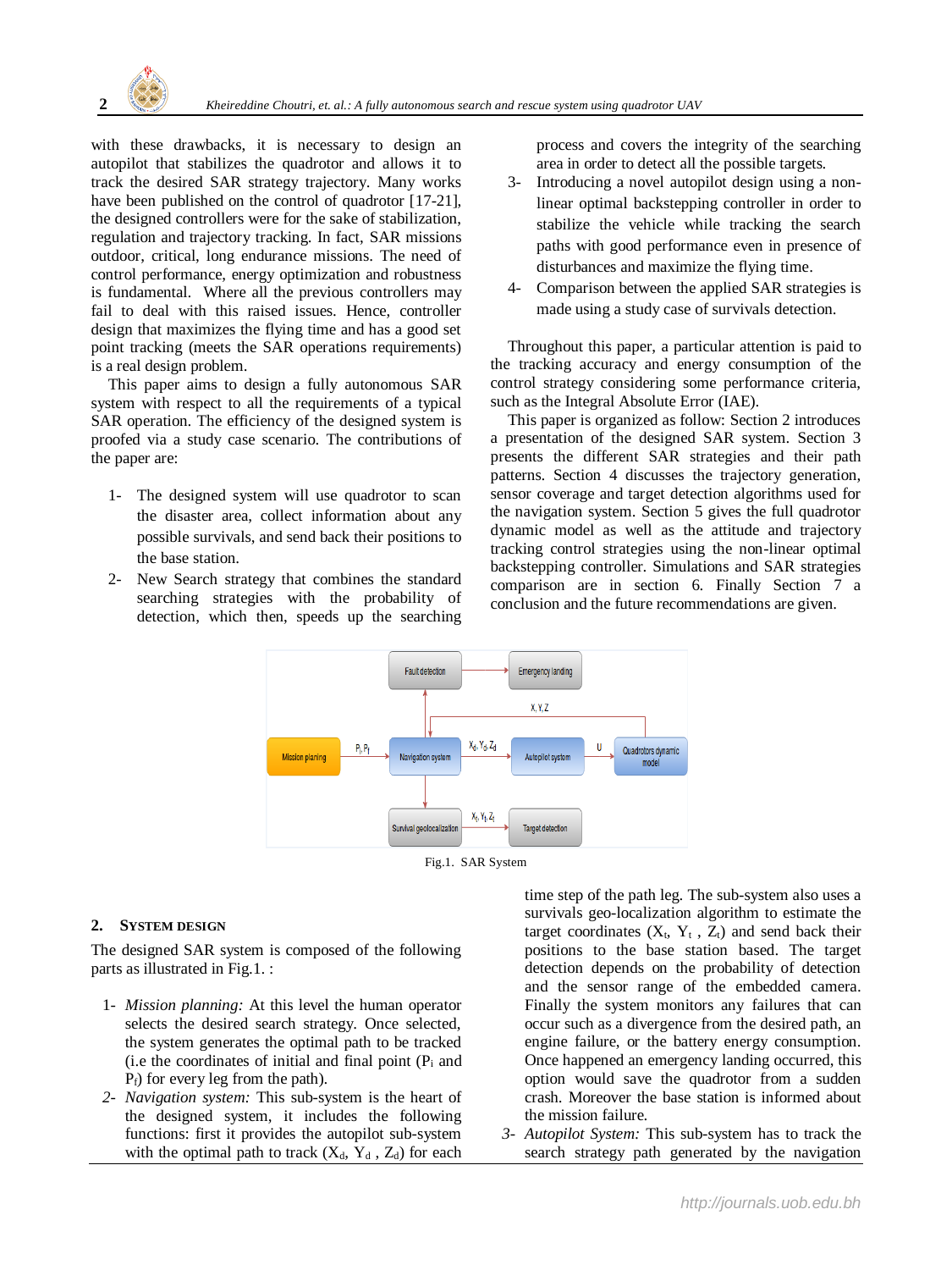with these drawbacks, it is necessary to design an autopilot that stabilizes the quadrotor and allows it to track the desired SAR strategy trajectory. Many works have been published on the control of quadrotor [17-21], the designed controllers were for the sake of stabilization, regulation and trajectory tracking. In fact, SAR missions outdoor, critical, long endurance missions. The need of control performance, energy optimization and robustness is fundamental. Where all the previous controllers may fail to deal with this raised issues. Hence, controller design that maximizes the flying time and has a good set point tracking (meets the SAR operations requirements) is a real design problem.

This paper aims to design a fully autonomous SAR system with respect to all the requirements of a typical SAR operation. The efficiency of the designed system is proofed via a study case scenario. The contributions of the paper are:

1- The designed system will use quadrotor to scan the disaster area, collect information about any possible survivals, and send back their positions to the base station.
2- New Search strategy that combines the standard searching strategies with the probability of detection, which then, speeds up the searching process and covers the integrity of the searching area in order to detect all the possible targets.
3- Introducing a novel autopilot design using a non-linear optimal backstepping controller in order to stabilize the vehicle while tracking the search paths with good performance even in presence of disturbances and maximize the flying time.
4- Comparison between the applied SAR strategies is made using a study case of survivals detection.

Throughout this paper, a particular attention is paid to the tracking accuracy and energy consumption of the control strategy considering some performance criteria, such as the Integral Absolute Error (IAE).

This paper is organized as follow: Section 2 introduces a presentation of the designed SAR system. Section 3 presents the different SAR strategies and their path patterns. Section 4 discusses the trajectory generation, sensor coverage and target detection algorithms used for the navigation system. Section 5 gives the full quadrotor dynamic model as well as the attitude and trajectory tracking control strategies using the non-linear optimal backstepping controller. Simulations and SAR strategies comparison are in section 6. Finally Section 7 a conclusion and the future recommendations are given.

Fig.1. SAR System

## 2. System Design

The designed SAR system is composed of the following parts as illustrated in Fig.1. :

1- *Mission planning:* At this level the human operator selects the desired search strategy. Once selected, the system generates the optimal path to be tracked (i.e the coordinates of initial and final point ($P_i$ and $P_f$) for every leg from the path).
2- *Navigation system:* This sub-system is the heart of the designed system, it includes the following functions: first it provides the autopilot sub-system with the optimal path to track ($X_d$, $Y_d$, $Z_d$) for each time step of the path leg. The sub-system also uses a survivals geo-localization algorithm to estimate the target coordinates ($X_t$, $Y_t$, $Z_t$) and send back their positions to the base station based. The target detection depends on the probability of detection and the sensor range of the embedded camera. Finally the system monitors any failures that can occur such as a divergence from the desired path, an engine failure, or the battery energy consumption. Once happened an emergency landing occurred, this option would save the quadrotor from a sudden crash. Moreover the base station is informed about the mission failure.
3- *Autopilot System:* This sub-system has to track the search strategy path generated by the navigation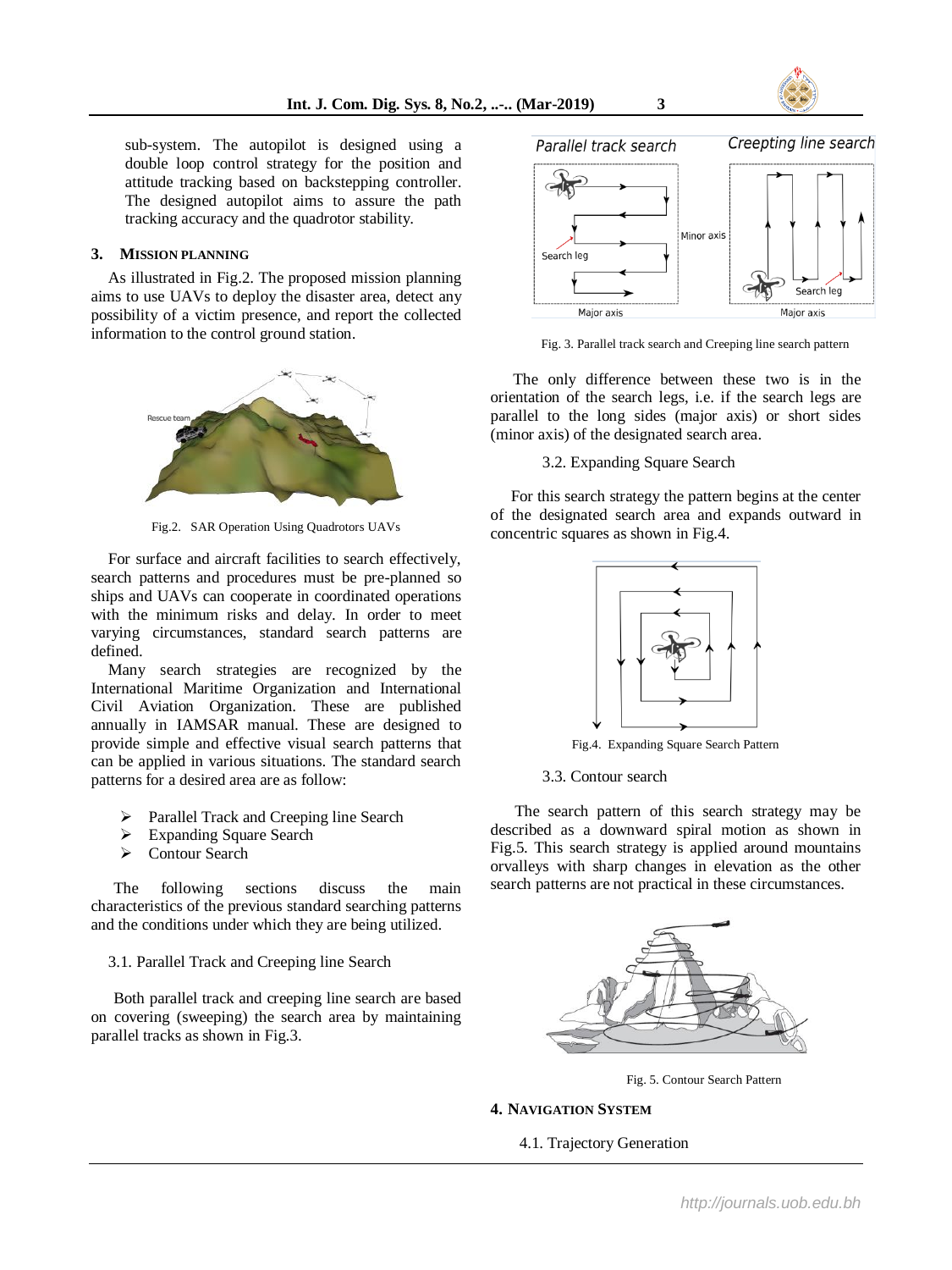sub-system. The autopilot is designed using a double loop control strategy for the position and attitude tracking based on backstepping controller. The designed autopilot aims to assure the path tracking accuracy and the quadrotor stability.

## 3. Mission Planning

As illustrated in Fig.2. The proposed mission planning aims to use UAVs to deploy the disaster area, detect any possibility of a victim presence, and report the collected information to the control ground station.

Fig.2. SAR Operation Using Quadrotors UAVs

For surface and aircraft facilities to search effectively, search patterns and procedures must be pre-planned so ships and UAVs can cooperate in coordinated operations with the minimum risks and delay. In order to meet varying circumstances, standard search patterns are defined.

Many search strategies are recognized by the International Maritime Organization and International Civil Aviation Organization. These are published annually in IAMSAR manual. These are designed to provide simple and effective visual search patterns that can be applied in various situations. The standard search patterns for a desired area are as follow:

- Parallel Track and Creeping line Search
- Expanding Square Search
- Contour Search

The following sections discuss the main characteristics of the previous standard searching patterns and the conditions under which they are being utilized.

### 3.1. Parallel Track and Creeping line Search

Both parallel track and creeping line search are based on covering (sweeping) the search area by maintaining parallel tracks as shown in Fig.3.

Fig. 3. Parallel track search and Creeping line search pattern

The only difference between these two is in the orientation of the search legs, i.e. if the search legs are parallel to the long sides (major axis) or short sides (minor axis) of the designated search area.

### 3.2. Expanding Square Search

For this search strategy the pattern begins at the center of the designated search area and expands outward in concentric squares as shown in Fig.4.

Fig.4. Expanding Square Search Pattern

### 3.3. Contour search

The search pattern of this search strategy may be described as a downward spiral motion as shown in Fig.5. This search strategy is applied around mountains orvalleys with sharp changes in elevation as the other search patterns are not practical in these circumstances.

Fig. 5. Contour Search Pattern

## 4. Navigation System

### 4.1. Trajectory Generation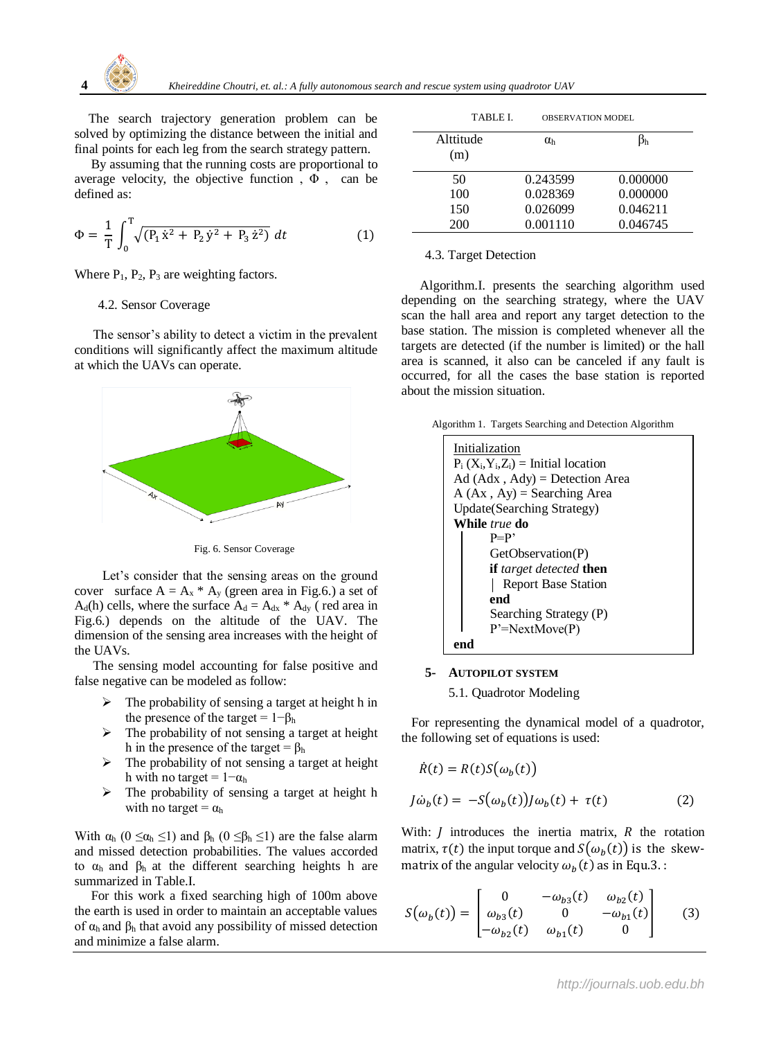The search trajectory generation problem can be solved by optimizing the distance between the initial and final points for each leg from the search strategy pattern.

By assuming that the running costs are proportional to average velocity, the objective function , Φ , can be defined as:

$$\Phi = \frac{1}{T}\int_0^T \sqrt{(P_1\,\dot{x}^2 + P_2\,\dot{y}^2 + P_3\,\dot{z}^2)}\;dt \tag{1}$$

Where $P_1$, $P_2$, $P_3$ are weighting factors.

### 4.2. Sensor Coverage

The sensor's ability to detect a victim in the prevalent conditions will significantly affect the maximum altitude at which the UAVs can operate.

Fig. 6. Sensor Coverage

Let's consider that the sensing areas on the ground cover surface $A = A_x * A_y$ (green area in Fig.6.) a set of $A_d(h)$ cells, where the surface $A_d = A_{dx} * A_{dy}$ ( red area in Fig.6.) depends on the altitude of the UAV. The dimension of the sensing area increases with the height of the UAVs.

The sensing model accounting for false positive and false negative can be modeled as follow:

- The probability of sensing a target at height h in the presence of the target = $1-\beta_h$
- The probability of not sensing a target at height h in the presence of the target = $\beta_h$
- The probability of not sensing a target at height h with no target = $1-\alpha_h$
- The probability of sensing a target at height h with no target = $\alpha_h$

With $\alpha_h$ ($0 \leq \alpha_h \leq 1$) and $\beta_h$ ($0 \leq \beta_h \leq 1$) are the false alarm and missed detection probabilities. The values accorded to $\alpha_h$ and $\beta_h$ at the different searching heights h are summarized in Table.I.

For this work a fixed searching high of 100m above the earth is used in order to maintain an acceptable values of $\alpha_h$ and $\beta_h$ that avoid any possibility of missed detection and minimize a false alarm.

TABLE I. OBSERVATION MODEL

| Alttitude (m) | $\alpha_h$ | $\beta_h$ |
|---|---|---|
| 50 | 0.243599 | 0.000000 |
| 100 | 0.028369 | 0.000000 |
| 150 | 0.026099 | 0.046211 |
| 200 | 0.001110 | 0.046745 |

### 4.3. Target Detection

Algorithm.I. presents the searching algorithm used depending on the searching strategy, where the UAV scan the hall area and report any target detection to the base station. The mission is completed whenever all the targets are detected (if the number is limited) or the hall area is scanned, it also can be canceled if any fault is occurred, for all the cases the base station is reported about the mission situation.

Algorithm 1. Targets Searching and Detection Algorithm

```
Initialization
Pi (Xi,Yi,Zi) = Initial location
Ad (Adx , Ady) = Detection Area
A (Ax , Ay) = Searching Area
Update(Searching Strategy)
While true do
    P=P'
    GetObservation(P)
    if target detected then
    | Report Base Station
    end
    Searching Strategy (P)
    P'=NextMove(P)
end
```

## 5- AUTOPILOT SYSTEM

### 5.1. Quadrotor Modeling

For representing the dynamical model of a quadrotor, the following set of equations is used:

$$\dot{R}(t) = R(t)S(\omega_b(t))$$

$$J\dot{\omega}_b(t) = -S(\omega_b(t))J\omega_b(t) + \tau(t) \tag{2}$$

With: $J$ introduces the inertia matrix, $R$ the rotation matrix, $\tau(t)$ the input torque and $S(\omega_b(t))$ is the skew-matrix of the angular velocity $\omega_b(t)$ as in Equ.3. :

$$S(\omega_b(t)) = \begin{bmatrix} 0 & -\omega_{b3}(t) & \omega_{b2}(t) \\ \omega_{b3}(t) & 0 & -\omega_{b1}(t) \\ -\omega_{b2}(t) & \omega_{b1}(t) & 0 \end{bmatrix} \tag{3}$$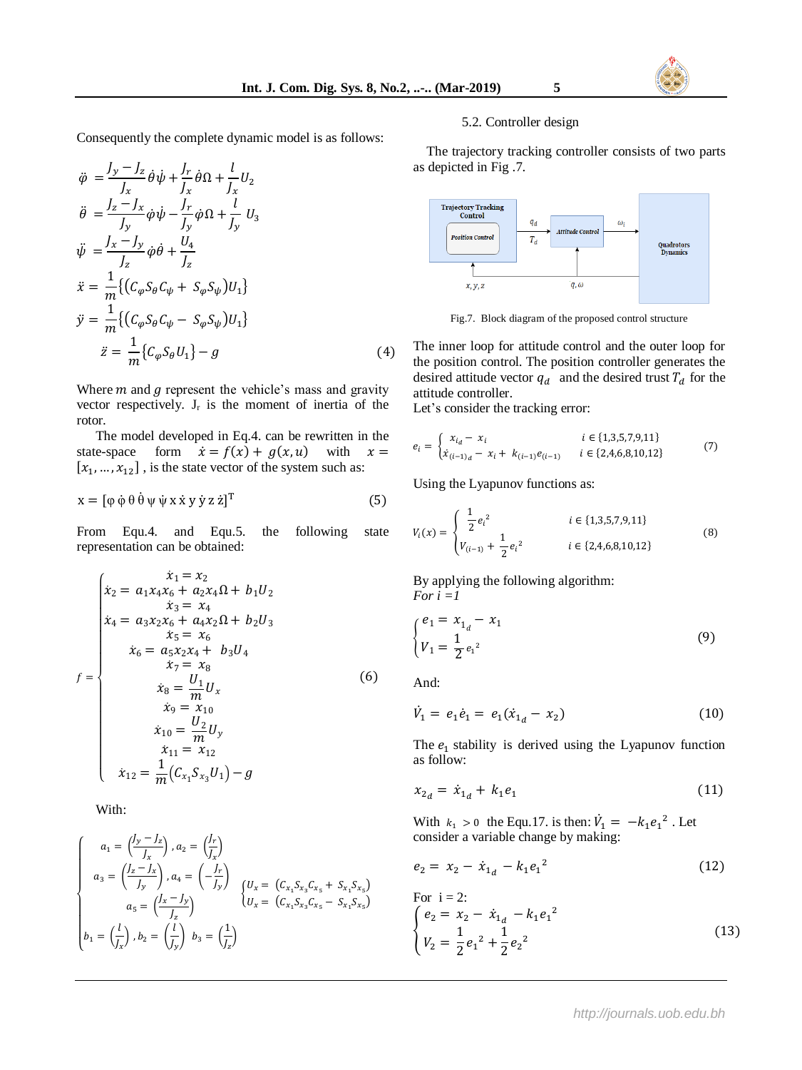Consequently the complete dynamic model is as follows:

$$
\begin{aligned}
\ddot{\varphi} &= \frac{J_y - J_z}{J_x}\dot{\theta}\dot{\psi} + \frac{J_r}{J_x}\dot{\theta}\Omega + \frac{l}{J_x}U_2 \\
\ddot{\theta} &= \frac{J_z - J_x}{J_y}\dot{\varphi}\dot{\psi} - \frac{J_r}{J_y}\dot{\varphi}\Omega + \frac{l}{J_y}U_3 \\
\ddot{\psi} &= \frac{J_x - J_y}{J_z}\dot{\varphi}\dot{\theta} + \frac{U_4}{J_z} \\
\ddot{x} &= \frac{1}{m}\{(C_\varphi S_\theta C_\psi + S_\varphi S_\psi)U_1\} \\
\ddot{y} &= \frac{1}{m}\{(C_\varphi S_\theta C_\psi - S_\varphi S_\psi)U_1\} \\
\ddot{z} &= \frac{1}{m}\{C_\varphi S_\theta U_1\} - g
\end{aligned} \tag{4}
$$

Where $m$ and $g$ represent the vehicle's mass and gravity vector respectively. $J_r$ is the moment of inertia of the rotor.

The model developed in Eq.4. can be rewritten in the state-space form $\dot{x} = f(x) + g(x,u)$ with $x = [x_1, \ldots, x_{12}]$ , is the state vector of the system such as:

$$
\mathrm{x} = [\varphi\ \dot{\varphi}\ \theta\ \dot{\theta}\ \psi\ \dot{\psi}\ x\ \dot{x}\ y\ \dot{y}\ z\ \dot{z}]^{\mathrm{T}} \tag{5}
$$

From Equ.4. and Equ.5. the following state representation can be obtained:

$$
f = \begin{cases}
\dot{x}_1 = x_2 \\
\dot{x}_2 = a_1 x_4 x_6 + a_2 x_4 \Omega + b_1 U_2 \\
\dot{x}_3 = x_4 \\
\dot{x}_4 = a_3 x_2 x_6 + a_4 x_2 \Omega + b_2 U_3 \\
\dot{x}_5 = x_6 \\
\dot{x}_6 = a_5 x_2 x_4 + b_3 U_4 \\
\dot{x}_7 = x_8 \\
\dot{x}_8 = \dfrac{U_1}{m} U_x \\
\dot{x}_9 = x_{10} \\
\dot{x}_{10} = \dfrac{U_2}{m} U_y \\
\dot{x}_{11} = x_{12} \\
\dot{x}_{12} = \dfrac{1}{m}(C_{x_1} S_{x_3} U_1) - g
\end{cases} \tag{6}
$$

With:

$$
\begin{cases}
a_1 = \left(\dfrac{J_y - J_z}{J_x}\right), a_2 = \left(\dfrac{J_r}{J_x}\right) \\
a_3 = \left(\dfrac{J_z - J_x}{J_y}\right), a_4 = \left(-\dfrac{J_r}{J_y}\right) \\
a_5 = \left(\dfrac{J_x - J_y}{J_z}\right) \\
b_1 = \left(\dfrac{l}{J_x}\right), b_2 = \left(\dfrac{l}{J_y}\right)\ b_3 = \left(\dfrac{1}{J_z}\right)
\end{cases}
\quad
\begin{cases}
U_x = (C_{x_1} S_{x_3} C_{x_5} + S_{x_1} S_{x_5}) \\
U_x = (C_{x_1} S_{x_3} C_{x_5} - S_{x_1} S_{x_5})
\end{cases}
$$

5.2. Controller design

The trajectory tracking controller consists of two parts as depicted in Fig .7.

Fig.7. Block diagram of the proposed control structure

The inner loop for attitude control and the outer loop for the position control. The position controller generates the desired attitude vector $q_d$ and the desired trust $T_d$ for the attitude controller.
Let's consider the tracking error:

$$
e_i = \begin{cases}
x_{i_d} - x_i & i \in \{1,3,5,7,9,11\} \\
\dot{x}_{(i-1)_d} - x_i + k_{(i-1)} e_{(i-1)} & i \in \{2,4,6,8,10,12\}
\end{cases} \tag{7}
$$

Using the Lyapunov functions as:

$$
V_i(x) = \begin{cases}
\dfrac{1}{2} e_i^2 & i \in \{1,3,5,7,9,11\} \\
V_{(i-1)} + \dfrac{1}{2} e_i^2 & i \in \{2,4,6,8,10,12\}
\end{cases} \tag{8}
$$

By applying the following algorithm:
*For i =1*

$$
\begin{cases}
e_1 = x_{1_d} - x_1 \\
V_1 = \dfrac{1}{2} e_1^2
\end{cases} \tag{9}
$$

And:

$$
\dot{V}_1 = e_1 \dot{e}_1 = e_1(\dot{x}_{1_d} - x_2) \tag{10}
$$

The $e_1$ stability is derived using the Lyapunov function as follow:

$$
x_{2_d} = \dot{x}_{1_d} + k_1 e_1 \tag{11}
$$

With $k_1 > 0$ the Equ.17. is then: $\dot{V}_1 = -k_1 e_1^2$ . Let consider a variable change by making:

$$
e_2 = x_2 - \dot{x}_{1_d} - k_1 e_1^2 \tag{12}
$$

For i = 2:

$$
\begin{cases}
e_2 = x_2 - \dot{x}_{1_d} - k_1 e_1^2 \\
V_2 = \dfrac{1}{2} e_1^2 + \dfrac{1}{2} e_2^2
\end{cases} \tag{13}
$$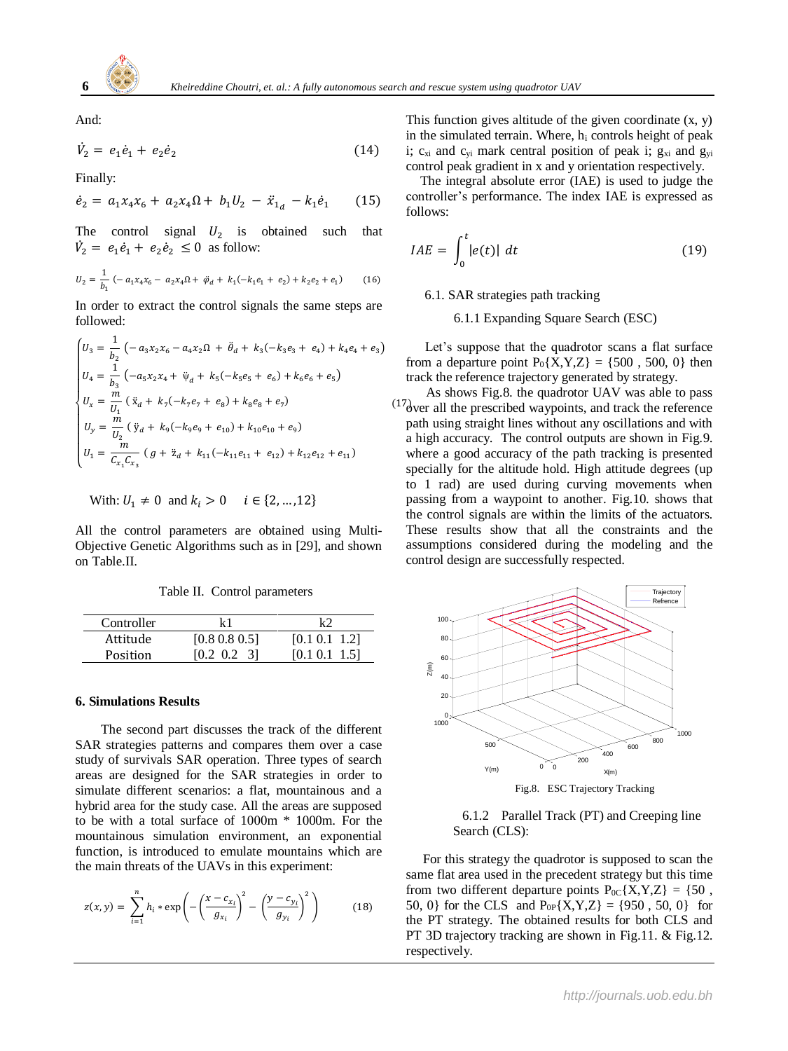And:

$$\dot{V}_2 = e_1\dot{e}_1 + e_2\dot{e}_2 \tag{14}$$

Finally:

$$\dot{e}_2 = a_1 x_4 x_6 + a_2 x_4 \Omega + b_1 U_2 - \ddot{x}_{1_d} - k_1\dot{e}_1 \tag{15}$$

The control signal $U_2$ is obtained such that $\dot{V}_2 = e_1\dot{e}_1 + e_2\dot{e}_2 \leq 0$ as follow:

$$U_2 = \frac{1}{b_1}\left(-a_1 x_4 x_6 - a_2 x_4 \Omega + \ddot{\varphi}_d + k_1(-k_1 e_1 + e_2) + k_2 e_2 + e_1\right) \tag{16}$$

In order to extract the control signals the same steps are followed:

$$\begin{cases} U_3 = \frac{1}{b_2}\left(-a_3 x_2 x_6 - a_4 x_2 \Omega + \ddot{\theta}_d + k_3(-k_3 e_3 + e_4) + k_4 e_4 + e_3\right) \\ U_4 = \frac{1}{b_3}\left(-a_5 x_2 x_4 + \ddot{\psi}_d + k_5(-k_5 e_5 + e_6) + k_6 e_6 + e_5\right) \\ U_x = \frac{m}{U_1}\left(\ddot{x}_d + k_7(-k_7 e_7 + e_8) + k_8 e_8 + e_7\right) \\ U_y = \frac{m}{U_2}\left(\ddot{y}_d + k_9(-k_9 e_9 + e_{10}) + k_{10} e_{10} + e_9\right) \\ U_1 = \frac{m}{C_{x_1} C_{x_3}}\left(g + \ddot{z}_d + k_{11}(-k_{11} e_{11} + e_{12}) + k_{12} e_{12} + e_{11}\right) \end{cases} \tag{17}$$

With: $U_1 \neq 0$ and $k_i > 0 \quad i \in \{2, \ldots, 12\}$

All the control parameters are obtained using Multi-Objective Genetic Algorithms such as in [29], and shown on Table.II.

Table II. Control parameters

| Controller | k1 | k2 |
|---|---|---|
| Attitude | [0.8 0.8 0.5] | [0.1 0.1 1.2] |
| Position | [0.2 0.2 3] | [0.1 0.1 1.5] |

## 6. Simulations Results

The second part discusses the track of the different SAR strategies patterns and compares them over a case study of survivals SAR operation. Three types of search areas are designed for the SAR strategies in order to simulate different scenarios: a flat, mountainous and a hybrid area for the study case. All the areas are supposed to be with a total surface of 1000m * 1000m. For the mountainous simulation environment, an exponential function, is introduced to emulate mountains which are the main threats of the UAVs in this experiment:

$$z(x,y) = \sum_{i=1}^{n} h_i * \exp\left(-\left(\frac{x - c_{x_i}}{g_{x_i}}\right)^2 - \left(\frac{y - c_{y_i}}{g_{y_i}}\right)^2\right) \tag{18}$$

This function gives altitude of the given coordinate (x, y) in the simulated terrain. Where, $h_i$ controls height of peak i; $c_{xi}$ and $c_{yi}$ mark central position of peak i; $g_{xi}$ and $g_{yi}$ control peak gradient in x and y orientation respectively.

The integral absolute error (IAE) is used to judge the controller's performance. The index IAE is expressed as follows:

$$IAE = \int_0^t |e(t)|\, dt \tag{19}$$

### 6.1. SAR strategies path tracking

#### 6.1.1 Expanding Square Search (ESC)

Let's suppose that the quadrotor scans a flat surface from a departure point $P_0$\{X,Y,Z\} = \{500 , 500, 0\} then track the reference trajectory generated by strategy.

As shows Fig.8. the quadrotor UAV was able to pass over all the prescribed waypoints, and track the reference path using straight lines without any oscillations and with a high accuracy. The control outputs are shown in Fig.9. where a good accuracy of the path tracking is presented specially for the altitude hold. High attitude degrees (up to 1 rad) are used during curving movements when passing from a waypoint to another. Fig.10. shows that the control signals are within the limits of the actuators. These results show that all the constraints and the assumptions considered during the modeling and the control design are successfully respected.

Fig.8. ESC Trajectory Tracking

#### 6.1.2 Parallel Track (PT) and Creeping line Search (CLS):

For this strategy the quadrotor is supposed to scan the same flat area used in the precedent strategy but this time from two different departure points $P_{0C}$\{X,Y,Z\} = \{50 , 50, 0\} for the CLS and $P_{0P}$\{X,Y,Z\} = \{950 , 50, 0\} for the PT strategy. The obtained results for both CLS and PT 3D trajectory tracking are shown in Fig.11. & Fig.12. respectively.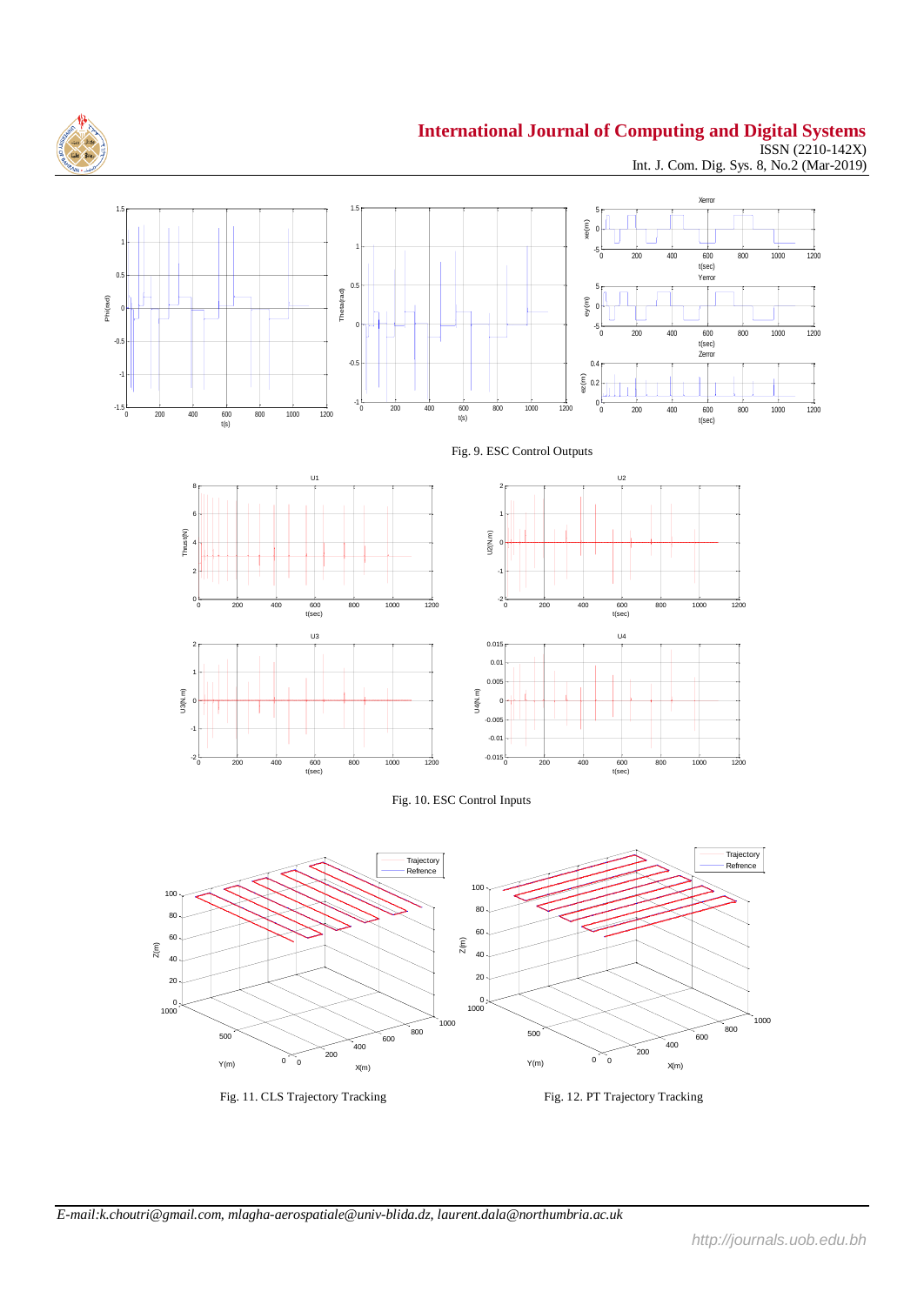Fig. 9. ESC Control Outputs

Fig. 10. ESC Control Inputs

Fig. 11. CLS Trajectory Tracking

Fig. 12. PT Trajectory Tracking

*E-mail:k.choutri@gmail.com, mlagha-aerospatiale@univ-blida.dz, laurent.dala@northumbria.ac.uk*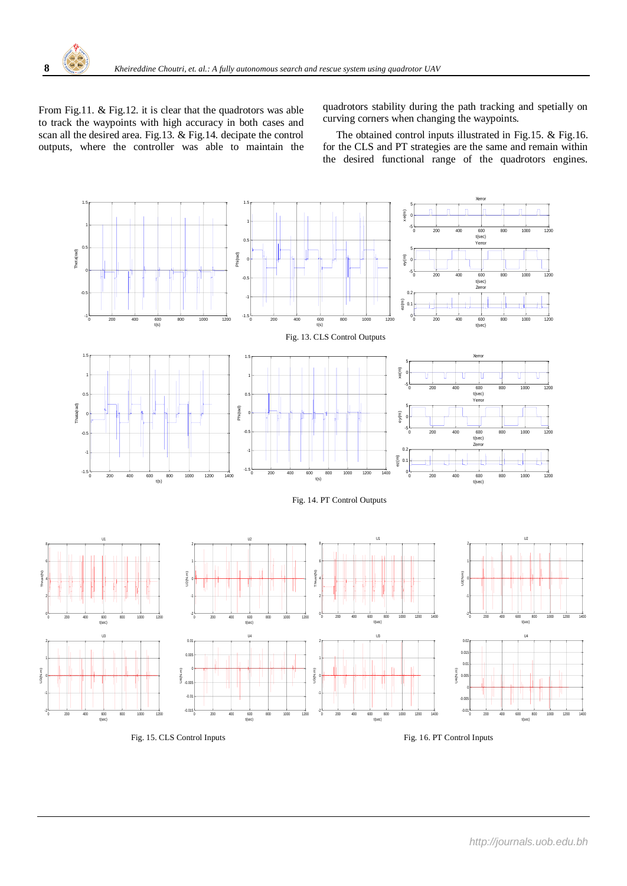From Fig.11. & Fig.12. it is clear that the quadrotors was able to track the waypoints with high accuracy in both cases and scan all the desired area. Fig.13. & Fig.14. decipate the control outputs, where the controller was able to maintain the quadrotors stability during the path tracking and spetially on curving corners when changing the waypoints.

The obtained control inputs illustrated in Fig.15. & Fig.16. for the CLS and PT strategies are the same and remain within the desired functional range of the quadrotors engines.

Fig. 13. CLS Control Outputs

Fig. 14. PT Control Outputs

Fig. 15. CLS Control Inputs

Fig. 16. PT Control Inputs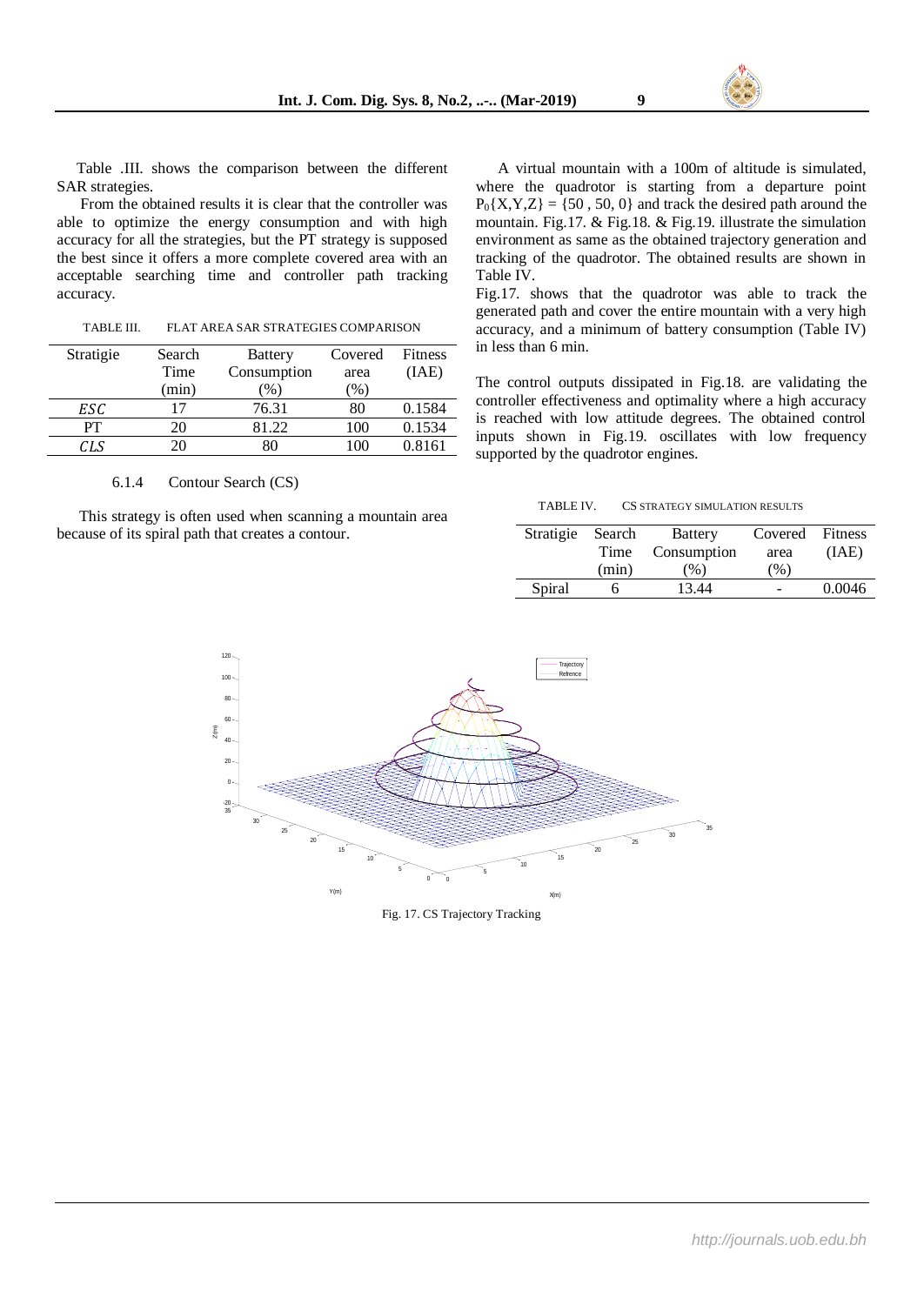Table .III. shows the comparison between the different SAR strategies.

From the obtained results it is clear that the controller was able to optimize the energy consumption and with high accuracy for all the strategies, but the PT strategy is supposed the best since it offers a more complete covered area with an acceptable searching time and controller path tracking accuracy.

TABLE III. FLAT AREA SAR STRATEGIES COMPARISON

| Stratigie | Search Time (min) | Battery Consumption (%) | Covered area (%) | Fitness (IAE) |
|---|---|---|---|---|
| *ESC* | 17 | 76.31 | 80 | 0.1584 |
| PT | 20 | 81.22 | 100 | 0.1534 |
| *CLS* | 20 | 80 | 100 | 0.8161 |

6.1.4 Contour Search (CS)

This strategy is often used when scanning a mountain area because of its spiral path that creates a contour.

A virtual mountain with a 100m of altitude is simulated, where the quadrotor is starting from a departure point $P_0\{X,Y,Z\} = \{50 , 50, 0\}$ and track the desired path around the mountain. Fig.17. & Fig.18. & Fig.19. illustrate the simulation environment as same as the obtained trajectory generation and tracking of the quadrotor. The obtained results are shown in Table IV.

Fig.17. shows that the quadrotor was able to track the generated path and cover the entire mountain with a very high accuracy, and a minimum of battery consumption (Table IV) in less than 6 min.

The control outputs dissipated in Fig.18. are validating the controller effectiveness and optimality where a high accuracy is reached with low attitude degrees. The obtained control inputs shown in Fig.19. oscillates with low frequency supported by the quadrotor engines.

TABLE IV. CS STRATEGY SIMULATION RESULTS

| Stratigie | Search Time (min) | Battery Consumption (%) | Covered area (%) | Fitness (IAE) |
|---|---|---|---|---|
| Spiral | 6 | 13.44 | - | 0.0046 |

Fig. 17. CS Trajectory Tracking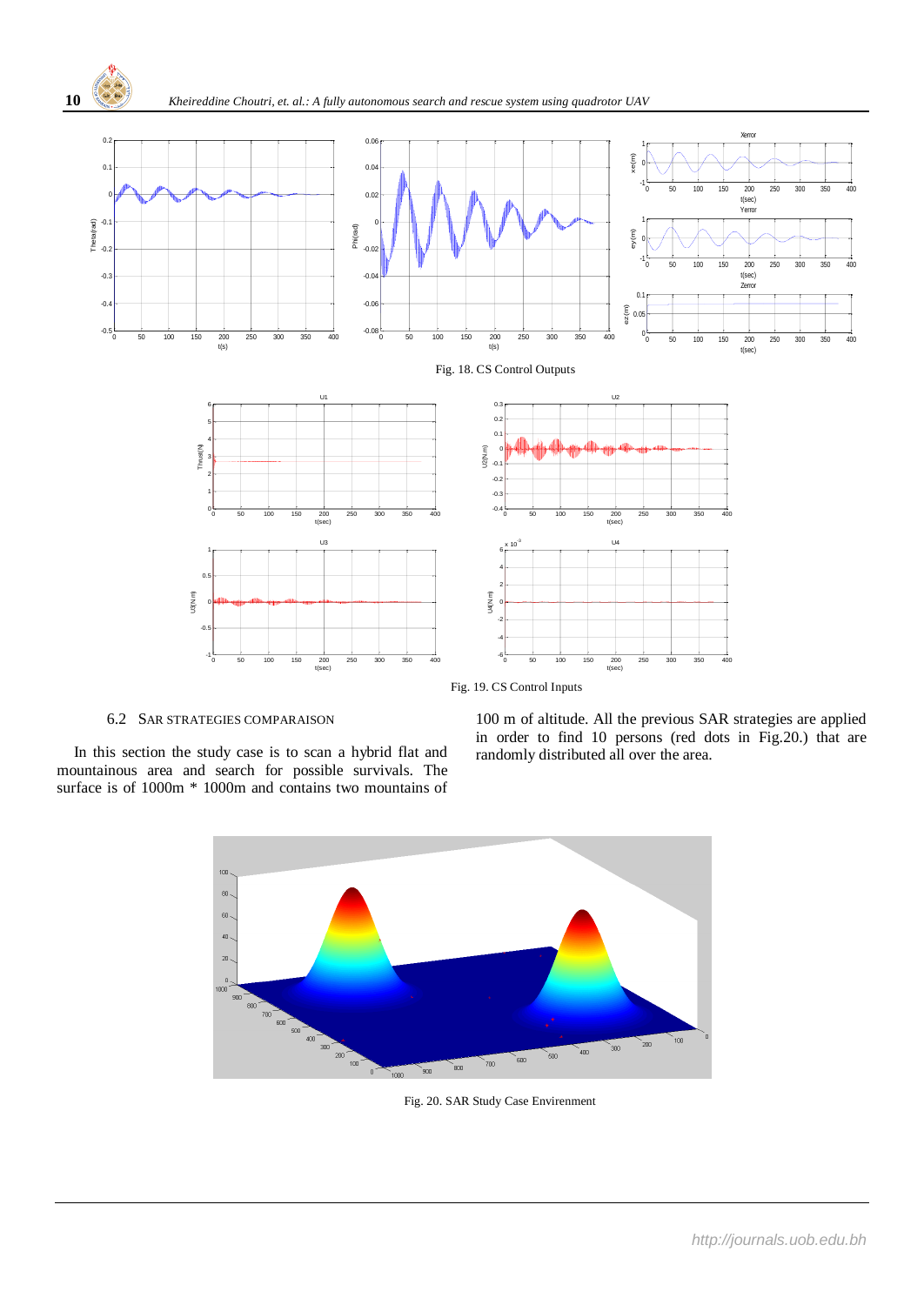Fig. 18. CS Control Outputs

Fig. 19. CS Control Inputs

### 6.2 SAR STRATEGIES COMPARAISON

In this section the study case is to scan a hybrid flat and mountainous area and search for possible survivals. The surface is of 1000m * 1000m and contains two mountains of 100 m of altitude. All the previous SAR strategies are applied in order to find 10 persons (red dots in Fig.20.) that are randomly distributed all over the area.

Fig. 20. SAR Study Case Envirenment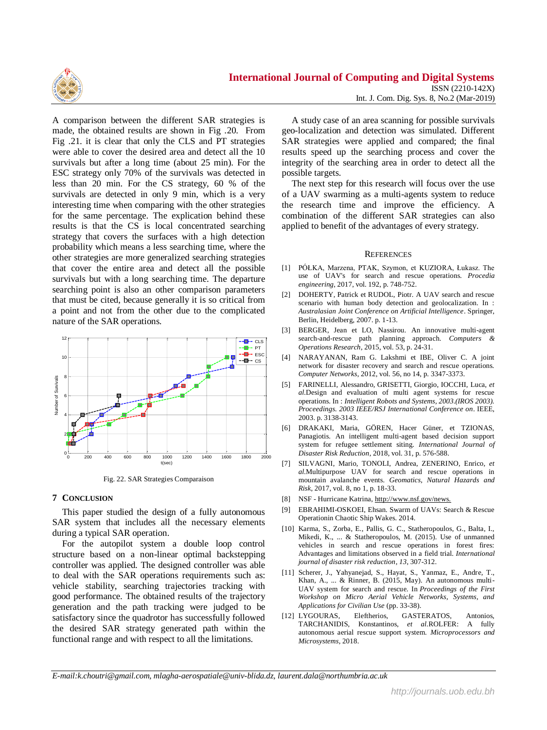A comparison between the different SAR strategies is made, the obtained results are shown in Fig .20. From Fig .21. it is clear that only the CLS and PT strategies were able to cover the desired area and detect all the 10 survivals but after a long time (about 25 min). For the ESC strategy only 70% of the survivals was detected in less than 20 min. For the CS strategy, 60 % of the survivals are detected in only 9 min, which is a very interesting time when comparing with the other strategies for the same percentage. The explication behind these results is that the CS is local concentrated searching strategy that covers the surfaces with a high detection probability which means a less searching time, where the other strategies are more generalized searching strategies that cover the entire area and detect all the possible survivals but with a long searching time. The departure searching point is also an other comparison parameters that must be cited, because generally it is so critical from a point and not from the other due to the complicated nature of the SAR operations.

Fig. 22. SAR Strategies Comparaison

## 7 Conclusion

This paper studied the design of a fully autonomous SAR system that includes all the necessary elements during a typical SAR operation.

For the autopilot system a double loop control structure based on a non-linear optimal backstepping controller was applied. The designed controller was able to deal with the SAR operations requirements such as: vehicle stability, searching trajectories tracking with good performance. The obtained results of the trajectory generation and the path tracking were judged to be satisfactory since the quadrotor has successfully followed the desired SAR strategy generated path within the functional range and with respect to all the limitations.

A study case of an area scanning for possible survivals geo-localization and detection was simulated. Different SAR strategies were applied and compared; the final results speed up the searching process and cover the integrity of the searching area in order to detect all the possible targets.

The next step for this research will focus over the use of a UAV swarming as a multi-agents system to reduce the research time and improve the efficiency. A combination of the different SAR strategies can also applied to benefit of the advantages of every strategy.

## References

[1] PÓŁKA, Marzena, PTAK, Szymon, et KUZIORA, Łukasz. The use of UAV's for search and rescue operations. *Procedia engineering*, 2017, vol. 192, p. 748-752.

[2] DOHERTY, Patrick et RUDOL, Piotr. A UAV search and rescue scenario with human body detection and geolocalization. In : *Australasian Joint Conference on Artificial Intelligence*. Springer, Berlin, Heidelberg, 2007. p. 1-13.

[3] BERGER, Jean et LO, Nassirou. An innovative multi-agent search-and-rescue path planning approach. *Computers & Operations Research*, 2015, vol. 53, p. 24-31.

[4] NARAYANAN, Ram G. Lakshmi et IBE, Oliver C. A joint network for disaster recovery and search and rescue operations. *Computer Networks*, 2012, vol. 56, no 14, p. 3347-3373.

[5] FARINELLI, Alessandro, GRISETTI, Giorgio, IOCCHI, Luca, *et al.*Design and evaluation of multi agent systems for rescue operations. In : *Intelligent Robots and Systems, 2003.(IROS 2003). Proceedings. 2003 IEEE/RSJ International Conference on*. IEEE, 2003. p. 3138-3143.

[6] DRAKAKI, Maria, GÖREN, Hacer Güner, et TZIONAS, Panagiotis. An intelligent multi-agent based decision support system for refugee settlement siting. *International Journal of Disaster Risk Reduction*, 2018, vol. 31, p. 576-588.

[7] SILVAGNI, Mario, TONOLI, Andrea, ZENERINO, Enrico, *et al.*Multipurpose UAV for search and rescue operations in mountain avalanche events. *Geomatics, Natural Hazards and Risk*, 2017, vol. 8, no 1, p. 18-33.

[8] NSF - Hurricane Katrina, http://www.nsf.gov/news.

[9] EBRAHIMI-OSKOEI, Ehsan. Swarm of UAVs: Search & Rescue Operationin Chaotic Ship Wakes. 2014.

[10] Karma, S., Zorba, E., Pallis, G. C., Statheropoulos, G., Balta, I., Mikedi, K., ... & Statheropoulos, M. (2015). Use of unmanned vehicles in search and rescue operations in forest fires: Advantages and limitations observed in a field trial. *International journal of disaster risk reduction*, *13*, 307-312.

[11] Scherer, J., Yahyanejad, S., Hayat, S., Yanmaz, E., Andre, T., Khan, A., ... & Rinner, B. (2015, May). An autonomous multi-UAV system for search and rescue. In *Proceedings of the First Workshop on Micro Aerial Vehicle Networks, Systems, and Applications for Civilian Use* (pp. 33-38).

[12] LYGOURAS, Eleftherios, GASTERATOS, Antonios, TARCHANIDIS, Konstantinos, *et al.*ROLFER: A fully autonomous aerial rescue support system. *Microprocessors and Microsystems*, 2018.

*E-mail:k.choutri@gmail.com, mlagha-aerospatiale@univ-blida.dz, laurent.dala@northumbria.ac.uk*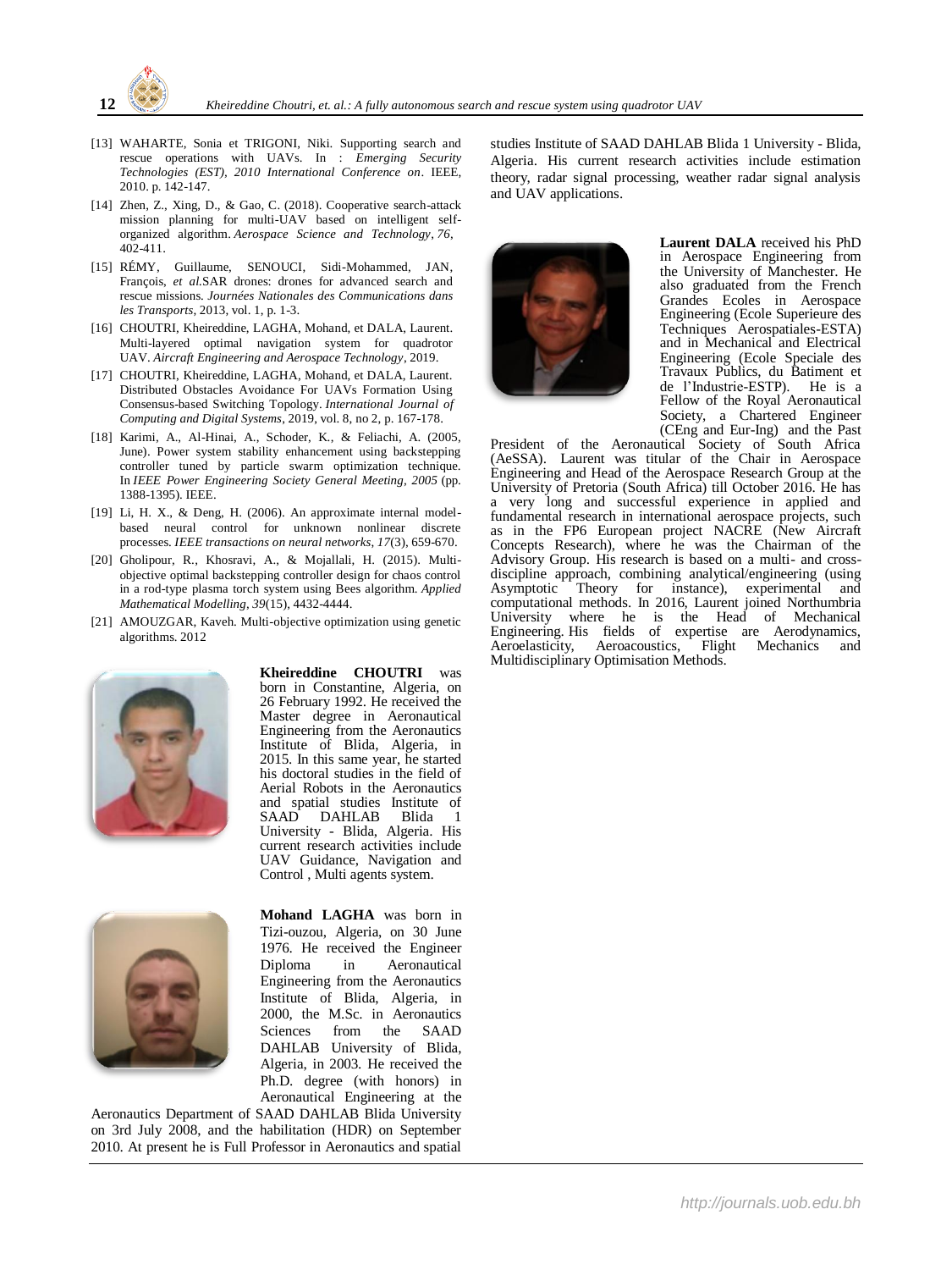[13] WAHARTE, Sonia et TRIGONI, Niki. Supporting search and rescue operations with UAVs. In : *Emerging Security Technologies (EST), 2010 International Conference on*. IEEE, 2010. p. 142-147.

[14] Zhen, Z., Xing, D., & Gao, C. (2018). Cooperative search-attack mission planning for multi-UAV based on intelligent self-organized algorithm. *Aerospace Science and Technology*, *76*, 402-411.

[15] RÉMY, Guillaume, SENOUCI, Sidi-Mohammed, JAN, François, *et al.*SAR drones: drones for advanced search and rescue missions. *Journées Nationales des Communications dans les Transports*, 2013, vol. 1, p. 1-3.

[16] CHOUTRI, Kheireddine, LAGHA, Mohand, et DALA, Laurent. Multi-layered optimal navigation system for quadrotor UAV. *Aircraft Engineering and Aerospace Technology*, 2019.

[17] CHOUTRI, Kheireddine, LAGHA, Mohand, et DALA, Laurent. Distributed Obstacles Avoidance For UAVs Formation Using Consensus-based Switching Topology. *International Journal of Computing and Digital Systems*, 2019, vol. 8, no 2, p. 167-178.

[18] Karimi, A., Al-Hinai, A., Schoder, K., & Feliachi, A. (2005, June). Power system stability enhancement using backstepping controller tuned by particle swarm optimization technique. In *IEEE Power Engineering Society General Meeting, 2005* (pp. 1388-1395). IEEE.

[19] Li, H. X., & Deng, H. (2006). An approximate internal model-based neural control for unknown nonlinear discrete processes. *IEEE transactions on neural networks*, *17*(3), 659-670.

[20] Gholipour, R., Khosravi, A., & Mojallali, H. (2015). Multi-objective optimal backstepping controller design for chaos control in a rod-type plasma torch system using Bees algorithm. *Applied Mathematical Modelling*, *39*(15), 4432-4444.

[21] AMOUZGAR, Kaveh. Multi-objective optimization using genetic algorithms. 2012

**Kheireddine CHOUTRI** was born in Constantine, Algeria, on 26 February 1992. He received the Master degree in Aeronautical Engineering from the Aeronautics Institute of Blida, Algeria, in 2015. In this same year, he started his doctoral studies in the field of Aerial Robots in the Aeronautics and spatial studies Institute of SAAD DAHLAB Blida 1 University - Blida, Algeria. His current research activities include UAV Guidance, Navigation and Control , Multi agents system.

**Mohand LAGHA** was born in Tizi-ouzou, Algeria, on 30 June 1976. He received the Engineer Diploma in Aeronautical Engineering from the Aeronautics Institute of Blida, Algeria, in 2000, the M.Sc. in Aeronautics Sciences from the SAAD DAHLAB University of Blida, Algeria, in 2003. He received the Ph.D. degree (with honors) in Aeronautical Engineering at the Aeronautics Department of SAAD DAHLAB Blida University on 3rd July 2008, and the habilitation (HDR) on September 2010. At present he is Full Professor in Aeronautics and spatial studies Institute of SAAD DAHLAB Blida 1 University - Blida, Algeria. His current research activities include estimation theory, radar signal processing, weather radar signal analysis and UAV applications.

**Laurent DALA** received his PhD in Aerospace Engineering from the University of Manchester. He also graduated from the French Grandes Ecoles in Aerospace Engineering (Ecole Superieure des Techniques Aerospatiales-ESTA) and in Mechanical and Electrical Engineering (Ecole Speciale des Travaux Publics, du Batiment et de l'Industrie-ESTP). He is a Fellow of the Royal Aeronautical Society, a Chartered Engineer (CEng and Eur-Ing) and the Past President of the Aeronautical Society of South Africa (AeSSA). Laurent was titular of the Chair in Aerospace Engineering and Head of the Aerospace Research Group at the University of Pretoria (South Africa) till October 2016. He has a very long and successful experience in applied and fundamental research in international aerospace projects, such as in the FP6 European project NACRE (New Aircraft Concepts Research), where he was the Chairman of the Advisory Group. His research is based on a multi- and cross-discipline approach, combining analytical/engineering (using Asymptotic Theory for instance), experimental and computational methods. In 2016, Laurent joined Northumbria University where he is the Head of Mechanical Engineering. His fields of expertise are Aerodynamics, Aeroelasticity, Aeroacoustics, Flight Mechanics and Multidisciplinary Optimisation Methods.